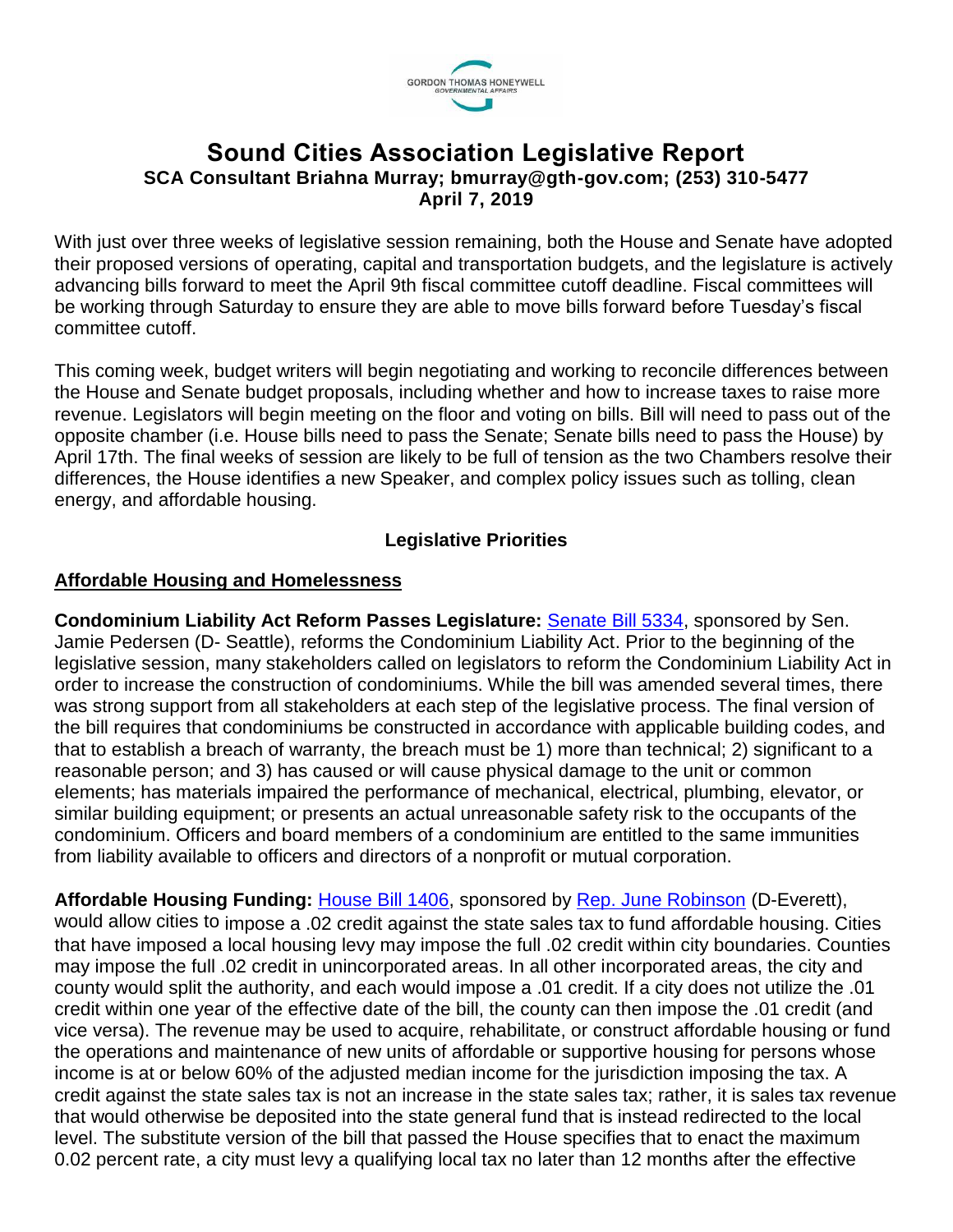# Sound Cities Association Legislative Report

**SCA Consultant Briahna Murray; bmurray@gth-gov.com; (253) 310-5477**
**April 7, 2019**

With just over three weeks of legislative session remaining, both the House and Senate have adopted their proposed versions of operating, capital and transportation budgets, and the legislature is actively advancing bills forward to meet the April 9th fiscal committee cutoff deadline. Fiscal committees will be working through Saturday to ensure they are able to move bills forward before Tuesday's fiscal committee cutoff.

This coming week, budget writers will begin negotiating and working to reconcile differences between the House and Senate budget proposals, including whether and how to increase taxes to raise more revenue. Legislators will begin meeting on the floor and voting on bills. Bill will need to pass out of the opposite chamber (i.e. House bills need to pass the Senate; Senate bills need to pass the House) by April 17th. The final weeks of session are likely to be full of tension as the two Chambers resolve their differences, the House identifies a new Speaker, and complex policy issues such as tolling, clean energy, and affordable housing.

## Legislative Priorities

### Affordable Housing and Homelessness

**Condominium Liability Act Reform Passes Legislature:** [Senate Bill 5334](), sponsored by Sen. Jamie Pedersen (D- Seattle), reforms the Condominium Liability Act. Prior to the beginning of the legislative session, many stakeholders called on legislators to reform the Condominium Liability Act in order to increase the construction of condominiums. While the bill was amended several times, there was strong support from all stakeholders at each step of the legislative process. The final version of the bill requires that condominiums be constructed in accordance with applicable building codes, and that to establish a breach of warranty, the breach must be 1) more than technical; 2) significant to a reasonable person; and 3) has caused or will cause physical damage to the unit or common elements; has materials impaired the performance of mechanical, electrical, plumbing, elevator, or similar building equipment; or presents an actual unreasonable safety risk to the occupants of the condominium. Officers and board members of a condominium are entitled to the same immunities from liability available to officers and directors of a nonprofit or mutual corporation.

**Affordable Housing Funding:** [House Bill 1406](), sponsored by [Rep. June Robinson]() (D-Everett), would allow cities to impose a .02 credit against the state sales tax to fund affordable housing. Cities that have imposed a local housing levy may impose the full .02 credit within city boundaries. Counties may impose the full .02 credit in unincorporated areas. In all other incorporated areas, the city and county would split the authority, and each would impose a .01 credit. If a city does not utilize the .01 credit within one year of the effective date of the bill, the county can then impose the .01 credit (and vice versa). The revenue may be used to acquire, rehabilitate, or construct affordable housing or fund the operations and maintenance of new units of affordable or supportive housing for persons whose income is at or below 60% of the adjusted median income for the jurisdiction imposing the tax. A credit against the state sales tax is not an increase in the state sales tax; rather, it is sales tax revenue that would otherwise be deposited into the state general fund that is instead redirected to the local level. The substitute version of the bill that passed the House specifies that to enact the maximum 0.02 percent rate, a city must levy a qualifying local tax no later than 12 months after the effective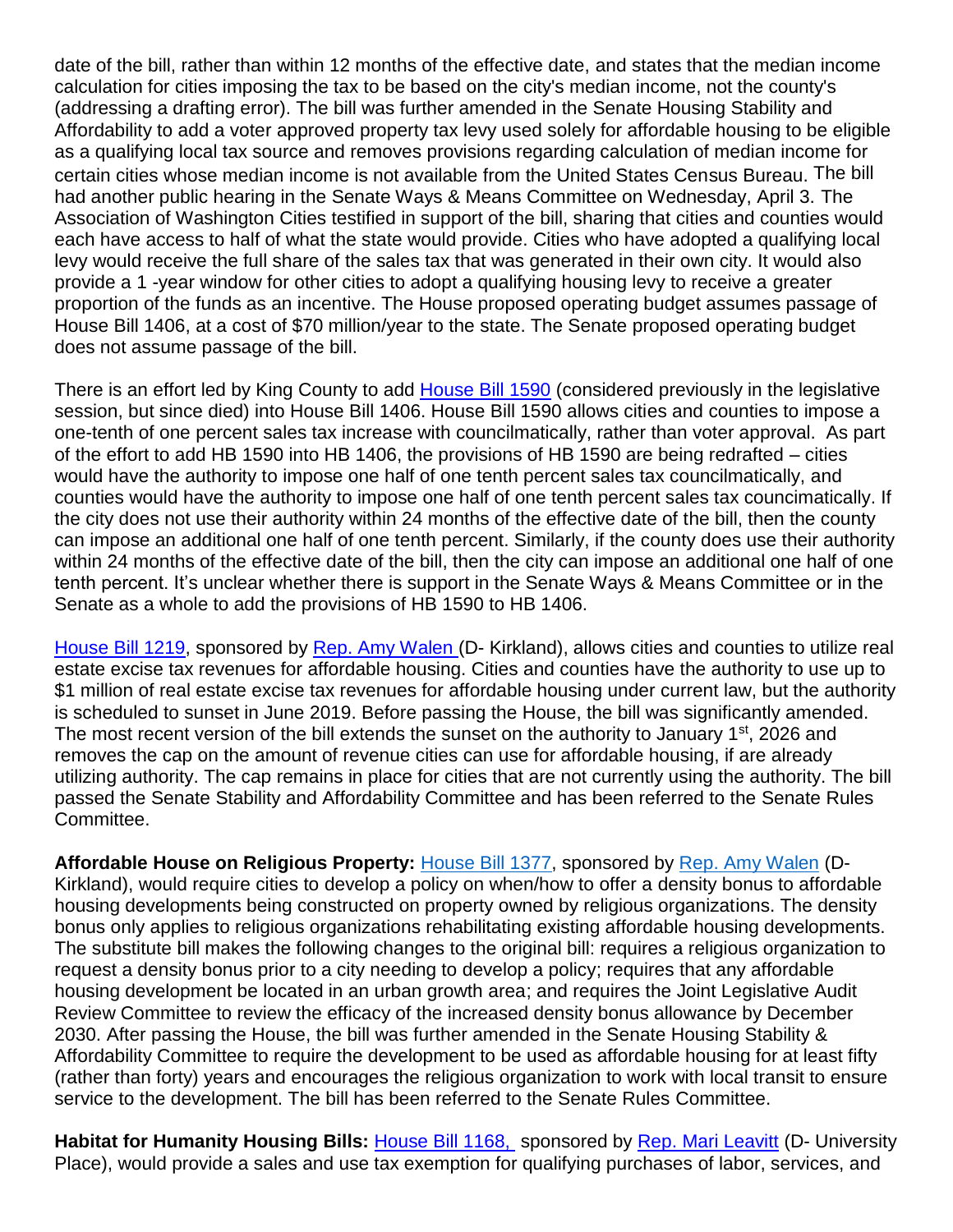date of the bill, rather than within 12 months of the effective date, and states that the median income calculation for cities imposing the tax to be based on the city's median income, not the county's (addressing a drafting error). The bill was further amended in the Senate Housing Stability and Affordability to add a voter approved property tax levy used solely for affordable housing to be eligible as a qualifying local tax source and removes provisions regarding calculation of median income for certain cities whose median income is not available from the United States Census Bureau. The bill had another public hearing in the Senate Ways & Means Committee on Wednesday, April 3. The Association of Washington Cities testified in support of the bill, sharing that cities and counties would each have access to half of what the state would provide. Cities who have adopted a qualifying local levy would receive the full share of the sales tax that was generated in their own city. It would also provide a 1 -year window for other cities to adopt a qualifying housing levy to receive a greater proportion of the funds as an incentive. The House proposed operating budget assumes passage of House Bill 1406, at a cost of $70 million/year to the state. The Senate proposed operating budget does not assume passage of the bill.

There is an effort led by King County to add House Bill 1590 (considered previously in the legislative session, but since died) into House Bill 1406. House Bill 1590 allows cities and counties to impose a one-tenth of one percent sales tax increase with councilmatically, rather than voter approval. As part of the effort to add HB 1590 into HB 1406, the provisions of HB 1590 are being redrafted – cities would have the authority to impose one half of one tenth percent sales tax councilmatically, and counties would have the authority to impose one half of one tenth percent sales tax councimatically. If the city does not use their authority within 24 months of the effective date of the bill, then the county can impose an additional one half of one tenth percent. Similarly, if the county does use their authority within 24 months of the effective date of the bill, then the city can impose an additional one half of one tenth percent. It's unclear whether there is support in the Senate Ways & Means Committee or in the Senate as a whole to add the provisions of HB 1590 to HB 1406.

House Bill 1219, sponsored by Rep. Amy Walen (D- Kirkland), allows cities and counties to utilize real estate excise tax revenues for affordable housing. Cities and counties have the authority to use up to $1 million of real estate excise tax revenues for affordable housing under current law, but the authority is scheduled to sunset in June 2019. Before passing the House, the bill was significantly amended. The most recent version of the bill extends the sunset on the authority to January 1st, 2026 and removes the cap on the amount of revenue cities can use for affordable housing, if are already utilizing authority. The cap remains in place for cities that are not currently using the authority. The bill passed the Senate Stability and Affordability Committee and has been referred to the Senate Rules Committee.

**Affordable House on Religious Property:** House Bill 1377, sponsored by Rep. Amy Walen (D-Kirkland), would require cities to develop a policy on when/how to offer a density bonus to affordable housing developments being constructed on property owned by religious organizations. The density bonus only applies to religious organizations rehabilitating existing affordable housing developments. The substitute bill makes the following changes to the original bill: requires a religious organization to request a density bonus prior to a city needing to develop a policy; requires that any affordable housing development be located in an urban growth area; and requires the Joint Legislative Audit Review Committee to review the efficacy of the increased density bonus allowance by December 2030. After passing the House, the bill was further amended in the Senate Housing Stability & Affordability Committee to require the development to be used as affordable housing for at least fifty (rather than forty) years and encourages the religious organization to work with local transit to ensure service to the development. The bill has been referred to the Senate Rules Committee.

**Habitat for Humanity Housing Bills:** House Bill 1168, sponsored by Rep. Mari Leavitt (D- University Place), would provide a sales and use tax exemption for qualifying purchases of labor, services, and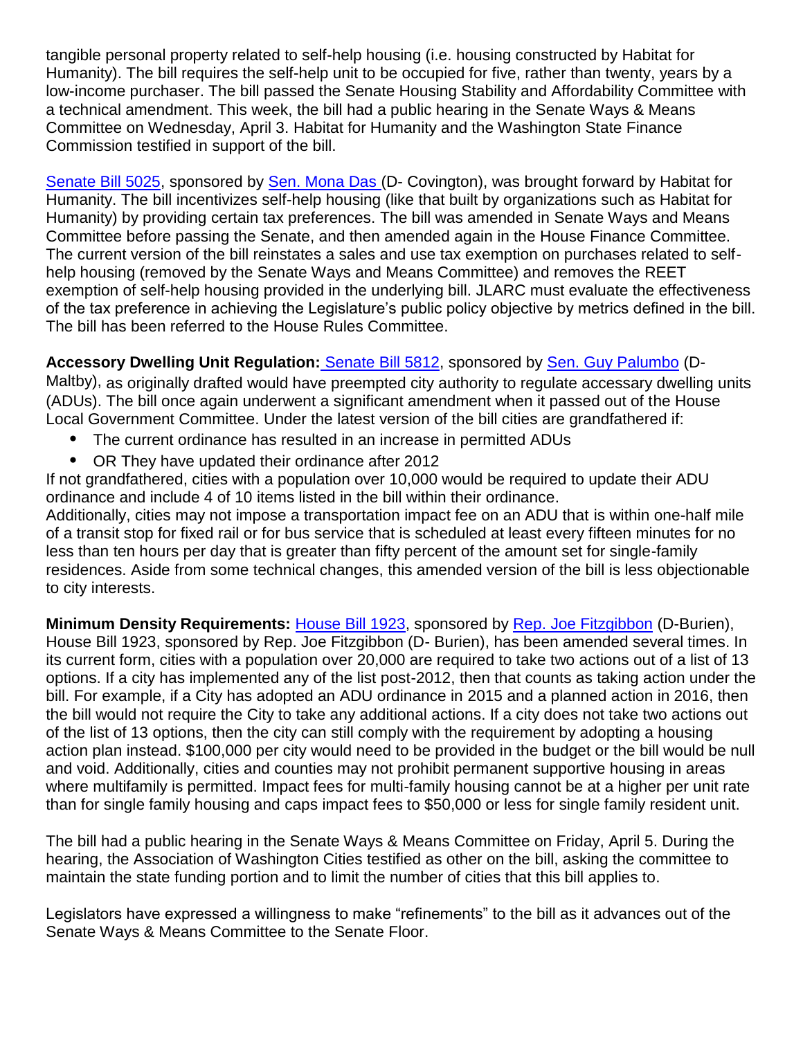tangible personal property related to self-help housing (i.e. housing constructed by Habitat for Humanity). The bill requires the self-help unit to be occupied for five, rather than twenty, years by a low-income purchaser. The bill passed the Senate Housing Stability and Affordability Committee with a technical amendment. This week, the bill had a public hearing in the Senate Ways & Means Committee on Wednesday, April 3. Habitat for Humanity and the Washington State Finance Commission testified in support of the bill.

Senate Bill 5025, sponsored by Sen. Mona Das (D- Covington), was brought forward by Habitat for Humanity. The bill incentivizes self-help housing (like that built by organizations such as Habitat for Humanity) by providing certain tax preferences. The bill was amended in Senate Ways and Means Committee before passing the Senate, and then amended again in the House Finance Committee. The current version of the bill reinstates a sales and use tax exemption on purchases related to self-help housing (removed by the Senate Ways and Means Committee) and removes the REET exemption of self-help housing provided in the underlying bill. JLARC must evaluate the effectiveness of the tax preference in achieving the Legislature's public policy objective by metrics defined in the bill. The bill has been referred to the House Rules Committee.

**Accessory Dwelling Unit Regulation:** Senate Bill 5812, sponsored by Sen. Guy Palumbo (D-Maltby), as originally drafted would have preempted city authority to regulate accessary dwelling units (ADUs). The bill once again underwent a significant amendment when it passed out of the House Local Government Committee. Under the latest version of the bill cities are grandfathered if:

- The current ordinance has resulted in an increase in permitted ADUs
- OR They have updated their ordinance after 2012

If not grandfathered, cities with a population over 10,000 would be required to update their ADU ordinance and include 4 of 10 items listed in the bill within their ordinance.
Additionally, cities may not impose a transportation impact fee on an ADU that is within one-half mile of a transit stop for fixed rail or for bus service that is scheduled at least every fifteen minutes for no less than ten hours per day that is greater than fifty percent of the amount set for single-family residences. Aside from some technical changes, this amended version of the bill is less objectionable to city interests.

**Minimum Density Requirements:** House Bill 1923, sponsored by Rep. Joe Fitzgibbon (D-Burien), House Bill 1923, sponsored by Rep. Joe Fitzgibbon (D- Burien), has been amended several times. In its current form, cities with a population over 20,000 are required to take two actions out of a list of 13 options. If a city has implemented any of the list post-2012, then that counts as taking action under the bill. For example, if a City has adopted an ADU ordinance in 2015 and a planned action in 2016, then the bill would not require the City to take any additional actions. If a city does not take two actions out of the list of 13 options, then the city can still comply with the requirement by adopting a housing action plan instead. $100,000 per city would need to be provided in the budget or the bill would be null and void. Additionally, cities and counties may not prohibit permanent supportive housing in areas where multifamily is permitted. Impact fees for multi-family housing cannot be at a higher per unit rate than for single family housing and caps impact fees to $50,000 or less for single family resident unit.

The bill had a public hearing in the Senate Ways & Means Committee on Friday, April 5. During the hearing, the Association of Washington Cities testified as other on the bill, asking the committee to maintain the state funding portion and to limit the number of cities that this bill applies to.

Legislators have expressed a willingness to make "refinements" to the bill as it advances out of the Senate Ways & Means Committee to the Senate Floor.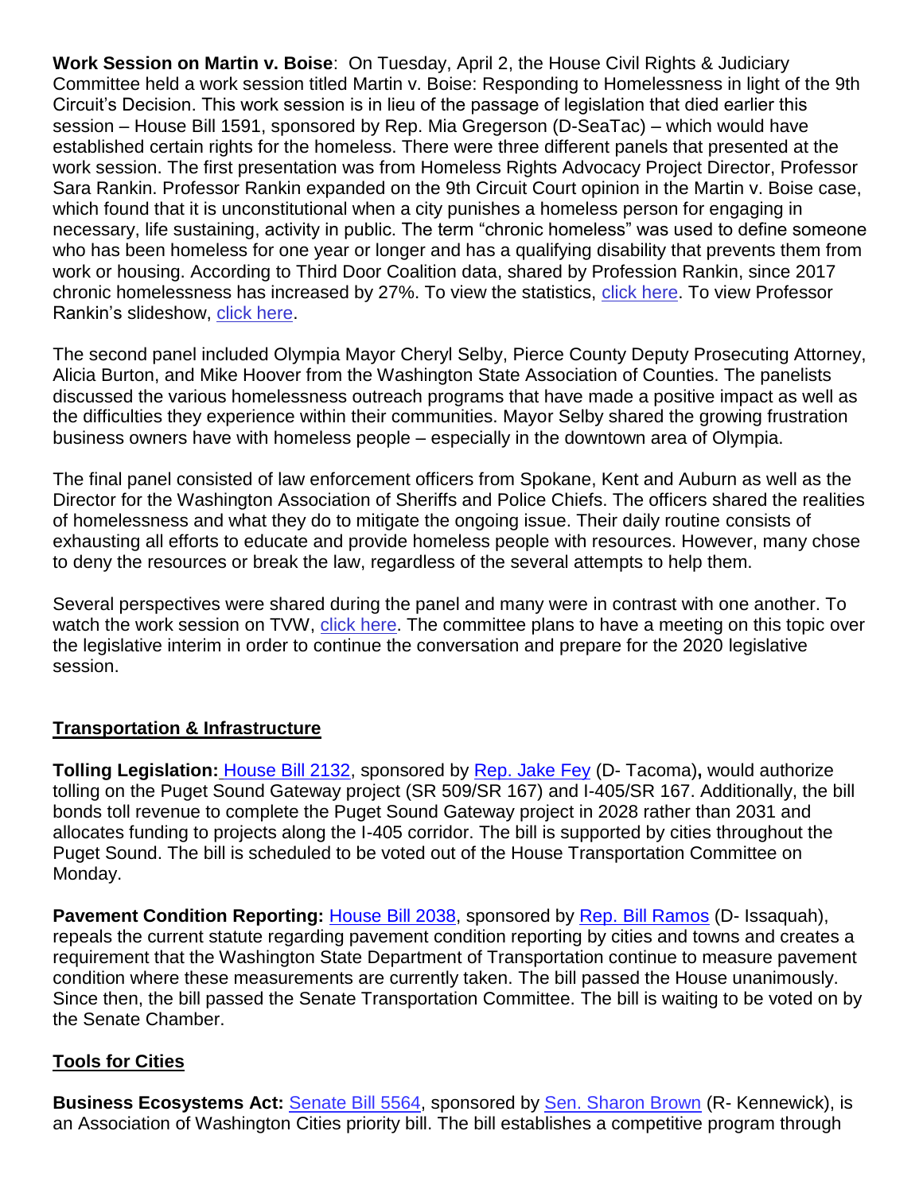**Work Session on Martin v. Boise**: On Tuesday, April 2, the House Civil Rights & Judiciary Committee held a work session titled Martin v. Boise: Responding to Homelessness in light of the 9th Circuit's Decision. This work session is in lieu of the passage of legislation that died earlier this session – House Bill 1591, sponsored by Rep. Mia Gregerson (D-SeaTac) – which would have established certain rights for the homeless. There were three different panels that presented at the work session. The first presentation was from Homeless Rights Advocacy Project Director, Professor Sara Rankin. Professor Rankin expanded on the 9th Circuit Court opinion in the Martin v. Boise case, which found that it is unconstitutional when a city punishes a homeless person for engaging in necessary, life sustaining, activity in public. The term "chronic homeless" was used to define someone who has been homeless for one year or longer and has a qualifying disability that prevents them from work or housing. According to Third Door Coalition data, shared by Profession Rankin, since 2017 chronic homelessness has increased by 27%. To view the statistics, click here. To view Professor Rankin's slideshow, click here.

The second panel included Olympia Mayor Cheryl Selby, Pierce County Deputy Prosecuting Attorney, Alicia Burton, and Mike Hoover from the Washington State Association of Counties. The panelists discussed the various homelessness outreach programs that have made a positive impact as well as the difficulties they experience within their communities. Mayor Selby shared the growing frustration business owners have with homeless people – especially in the downtown area of Olympia.

The final panel consisted of law enforcement officers from Spokane, Kent and Auburn as well as the Director for the Washington Association of Sheriffs and Police Chiefs. The officers shared the realities of homelessness and what they do to mitigate the ongoing issue. Their daily routine consists of exhausting all efforts to educate and provide homeless people with resources. However, many chose to deny the resources or break the law, regardless of the several attempts to help them.

Several perspectives were shared during the panel and many were in contrast with one another. To watch the work session on TVW, click here. The committee plans to have a meeting on this topic over the legislative interim in order to continue the conversation and prepare for the 2020 legislative session.

## Transportation & Infrastructure

**Tolling Legislation:** House Bill 2132, sponsored by Rep. Jake Fey (D- Tacoma)**,** would authorize tolling on the Puget Sound Gateway project (SR 509/SR 167) and I-405/SR 167. Additionally, the bill bonds toll revenue to complete the Puget Sound Gateway project in 2028 rather than 2031 and allocates funding to projects along the I-405 corridor. The bill is supported by cities throughout the Puget Sound. The bill is scheduled to be voted out of the House Transportation Committee on Monday.

**Pavement Condition Reporting:** House Bill 2038, sponsored by Rep. Bill Ramos (D- Issaquah), repeals the current statute regarding pavement condition reporting by cities and towns and creates a requirement that the Washington State Department of Transportation continue to measure pavement condition where these measurements are currently taken. The bill passed the House unanimously. Since then, the bill passed the Senate Transportation Committee. The bill is waiting to be voted on by the Senate Chamber.

## Tools for Cities

**Business Ecosystems Act:** Senate Bill 5564, sponsored by Sen. Sharon Brown (R- Kennewick), is an Association of Washington Cities priority bill. The bill establishes a competitive program through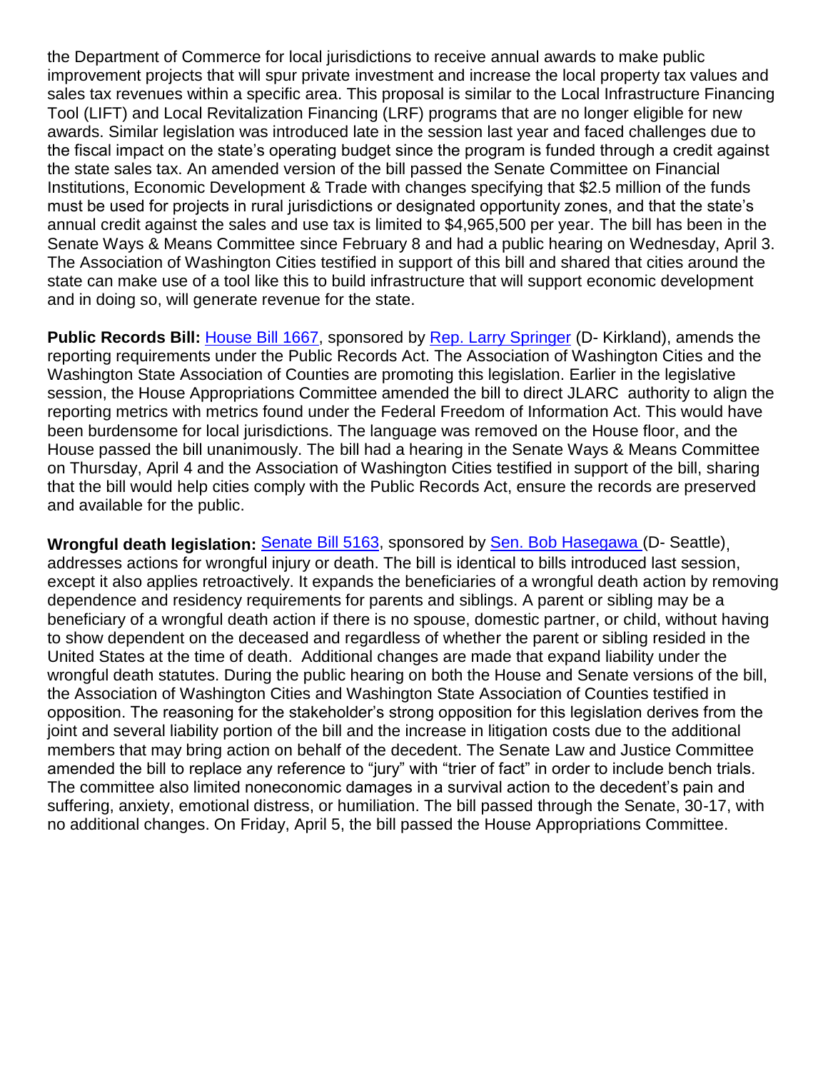the Department of Commerce for local jurisdictions to receive annual awards to make public improvement projects that will spur private investment and increase the local property tax values and sales tax revenues within a specific area. This proposal is similar to the Local Infrastructure Financing Tool (LIFT) and Local Revitalization Financing (LRF) programs that are no longer eligible for new awards. Similar legislation was introduced late in the session last year and faced challenges due to the fiscal impact on the state's operating budget since the program is funded through a credit against the state sales tax. An amended version of the bill passed the Senate Committee on Financial Institutions, Economic Development & Trade with changes specifying that $2.5 million of the funds must be used for projects in rural jurisdictions or designated opportunity zones, and that the state's annual credit against the sales and use tax is limited to $4,965,500 per year. The bill has been in the Senate Ways & Means Committee since February 8 and had a public hearing on Wednesday, April 3. The Association of Washington Cities testified in support of this bill and shared that cities around the state can make use of a tool like this to build infrastructure that will support economic development and in doing so, will generate revenue for the state.

**Public Records Bill:** House Bill 1667, sponsored by Rep. Larry Springer (D- Kirkland), amends the reporting requirements under the Public Records Act. The Association of Washington Cities and the Washington State Association of Counties are promoting this legislation. Earlier in the legislative session, the House Appropriations Committee amended the bill to direct JLARC authority to align the reporting metrics with metrics found under the Federal Freedom of Information Act. This would have been burdensome for local jurisdictions. The language was removed on the House floor, and the House passed the bill unanimously. The bill had a hearing in the Senate Ways & Means Committee on Thursday, April 4 and the Association of Washington Cities testified in support of the bill, sharing that the bill would help cities comply with the Public Records Act, ensure the records are preserved and available for the public.

**Wrongful death legislation:** Senate Bill 5163, sponsored by Sen. Bob Hasegawa (D- Seattle), addresses actions for wrongful injury or death. The bill is identical to bills introduced last session, except it also applies retroactively. It expands the beneficiaries of a wrongful death action by removing dependence and residency requirements for parents and siblings. A parent or sibling may be a beneficiary of a wrongful death action if there is no spouse, domestic partner, or child, without having to show dependent on the deceased and regardless of whether the parent or sibling resided in the United States at the time of death. Additional changes are made that expand liability under the wrongful death statutes. During the public hearing on both the House and Senate versions of the bill, the Association of Washington Cities and Washington State Association of Counties testified in opposition. The reasoning for the stakeholder's strong opposition for this legislation derives from the joint and several liability portion of the bill and the increase in litigation costs due to the additional members that may bring action on behalf of the decedent. The Senate Law and Justice Committee amended the bill to replace any reference to "jury" with "trier of fact" in order to include bench trials. The committee also limited noneconomic damages in a survival action to the decedent's pain and suffering, anxiety, emotional distress, or humiliation. The bill passed through the Senate, 30-17, with no additional changes. On Friday, April 5, the bill passed the House Appropriations Committee.